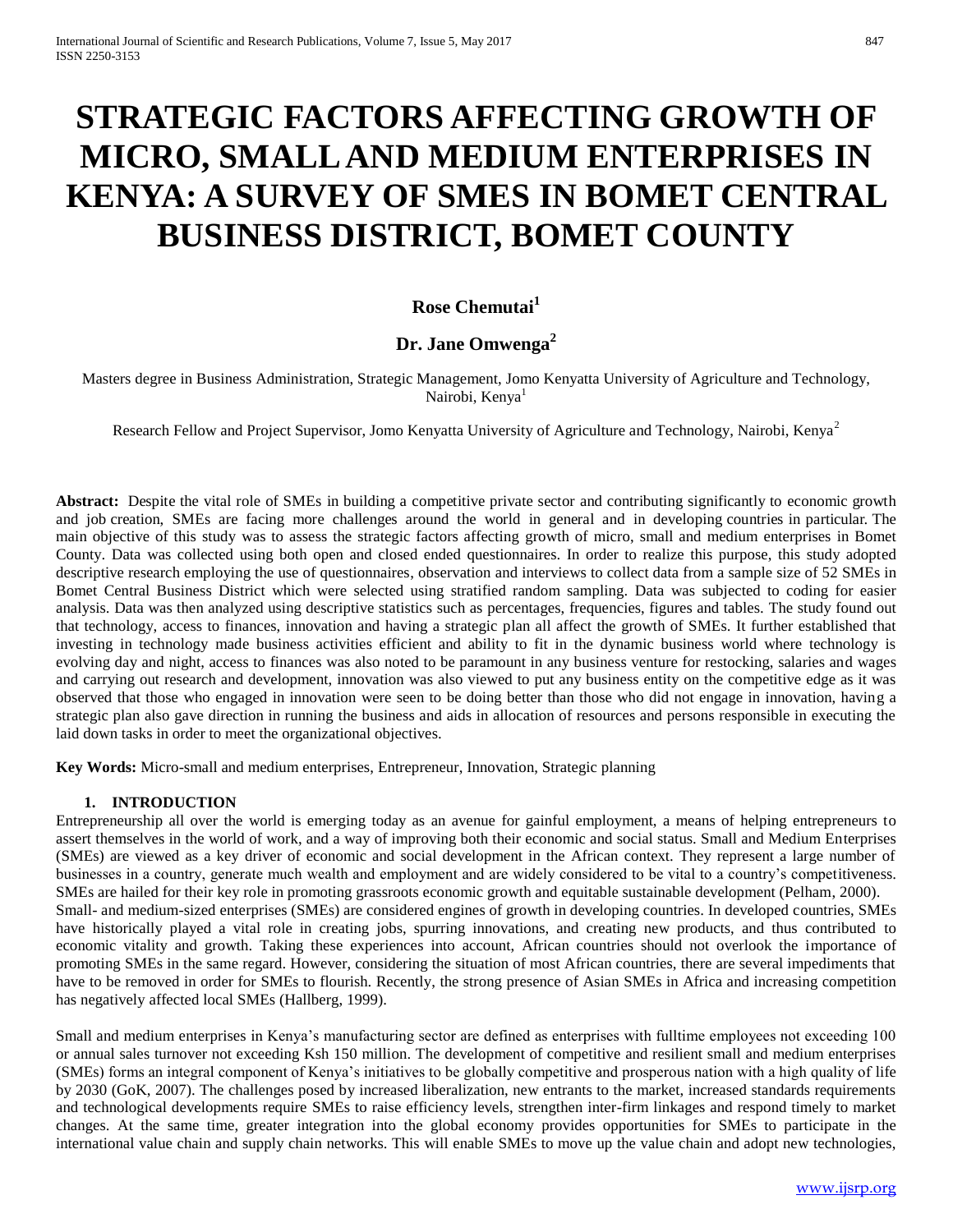# STRATEGIC FACTORS AFFECTING GROWTH OF MICRO, SMALL AND MEDIUM ENTERPRISES IN KENYA: A SURVEY OF SMES IN BOMET CENTRAL BUSINESS DISTRICT, BOMET COUNTY

**Rose Chemutai**[1]

**Dr. Jane Omwenga**[2]

Masters degree in Business Administration, Strategic Management, Jomo Kenyatta University of Agriculture and Technology, Nairobi, Kenya[1]

Research Fellow and Project Supervisor, Jomo Kenyatta University of Agriculture and Technology, Nairobi, Kenya[2]

**Abstract:** Despite the vital role of SMEs in building a competitive private sector and contributing significantly to economic growth and job creation, SMEs are facing more challenges around the world in general and in developing countries in particular. The main objective of this study was to assess the strategic factors affecting growth of micro, small and medium enterprises in Bomet County. Data was collected using both open and closed ended questionnaires. In order to realize this purpose, this study adopted descriptive research employing the use of questionnaires, observation and interviews to collect data from a sample size of 52 SMEs in Bomet Central Business District which were selected using stratified random sampling. Data was subjected to coding for easier analysis. Data was then analyzed using descriptive statistics such as percentages, frequencies, figures and tables. The study found out that technology, access to finances, innovation and having a strategic plan all affect the growth of SMEs. It further established that investing in technology made business activities efficient and ability to fit in the dynamic business world where technology is evolving day and night, access to finances was also noted to be paramount in any business venture for restocking, salaries and wages and carrying out research and development, innovation was also viewed to put any business entity on the competitive edge as it was observed that those who engaged in innovation were seen to be doing better than those who did not engage in innovation, having a strategic plan also gave direction in running the business and aids in allocation of resources and persons responsible in executing the laid down tasks in order to meet the organizational objectives.

**Key Words:** Micro-small and medium enterprises, Entrepreneur, Innovation, Strategic planning

## 1. INTRODUCTION

Entrepreneurship all over the world is emerging today as an avenue for gainful employment, a means of helping entrepreneurs to assert themselves in the world of work, and a way of improving both their economic and social status. Small and Medium Enterprises (SMEs) are viewed as a key driver of economic and social development in the African context. They represent a large number of businesses in a country, generate much wealth and employment and are widely considered to be vital to a country's competitiveness. SMEs are hailed for their key role in promoting grassroots economic growth and equitable sustainable development (Pelham, 2000).

Small- and medium-sized enterprises (SMEs) are considered engines of growth in developing countries. In developed countries, SMEs have historically played a vital role in creating jobs, spurring innovations, and creating new products, and thus contributed to economic vitality and growth. Taking these experiences into account, African countries should not overlook the importance of promoting SMEs in the same regard. However, considering the situation of most African countries, there are several impediments that have to be removed in order for SMEs to flourish. Recently, the strong presence of Asian SMEs in Africa and increasing competition has negatively affected local SMEs (Hallberg, 1999).

Small and medium enterprises in Kenya's manufacturing sector are defined as enterprises with fulltime employees not exceeding 100 or annual sales turnover not exceeding Ksh 150 million. The development of competitive and resilient small and medium enterprises (SMEs) forms an integral component of Kenya's initiatives to be globally competitive and prosperous nation with a high quality of life by 2030 (GoK, 2007). The challenges posed by increased liberalization, new entrants to the market, increased standards requirements and technological developments require SMEs to raise efficiency levels, strengthen inter-firm linkages and respond timely to market changes. At the same time, greater integration into the global economy provides opportunities for SMEs to participate in the international value chain and supply chain networks. This will enable SMEs to move up the value chain and adopt new technologies,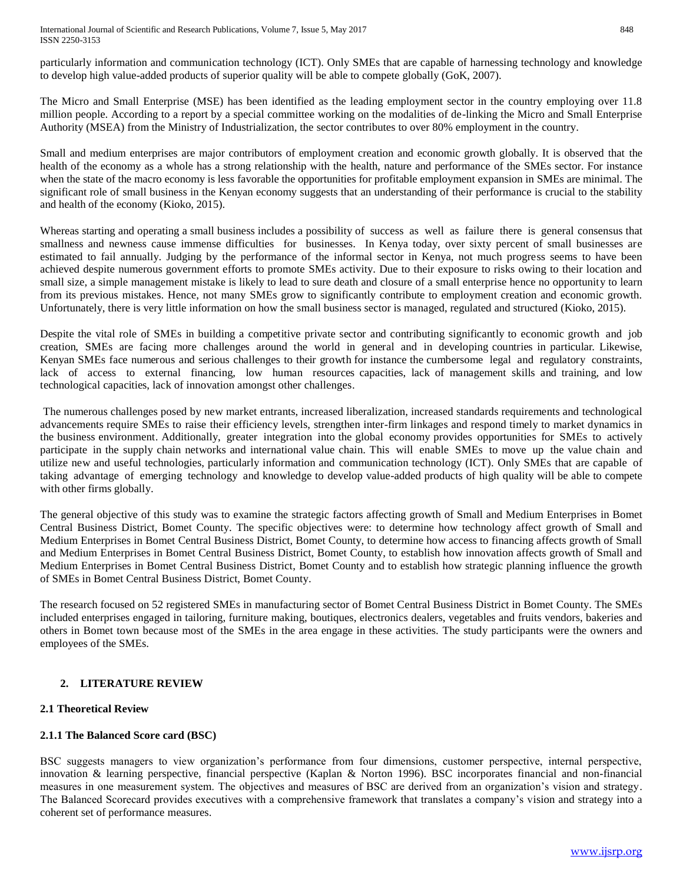particularly information and communication technology (ICT). Only SMEs that are capable of harnessing technology and knowledge to develop high value-added products of superior quality will be able to compete globally (GoK, 2007).

The Micro and Small Enterprise (MSE) has been identified as the leading employment sector in the country employing over 11.8 million people. According to a report by a special committee working on the modalities of de-linking the Micro and Small Enterprise Authority (MSEA) from the Ministry of Industrialization, the sector contributes to over 80% employment in the country.

Small and medium enterprises are major contributors of employment creation and economic growth globally. It is observed that the health of the economy as a whole has a strong relationship with the health, nature and performance of the SMEs sector. For instance when the state of the macro economy is less favorable the opportunities for profitable employment expansion in SMEs are minimal. The significant role of small business in the Kenyan economy suggests that an understanding of their performance is crucial to the stability and health of the economy (Kioko, 2015).

Whereas starting and operating a small business includes a possibility of success as well as failure there is general consensus that smallness and newness cause immense difficulties for businesses. In Kenya today, over sixty percent of small businesses are estimated to fail annually. Judging by the performance of the informal sector in Kenya, not much progress seems to have been achieved despite numerous government efforts to promote SMEs activity. Due to their exposure to risks owing to their location and small size, a simple management mistake is likely to lead to sure death and closure of a small enterprise hence no opportunity to learn from its previous mistakes. Hence, not many SMEs grow to significantly contribute to employment creation and economic growth. Unfortunately, there is very little information on how the small business sector is managed, regulated and structured (Kioko, 2015).

Despite the vital role of SMEs in building a competitive private sector and contributing significantly to economic growth and job creation, SMEs are facing more challenges around the world in general and in developing countries in particular. Likewise, Kenyan SMEs face numerous and serious challenges to their growth for instance the cumbersome legal and regulatory constraints, lack of access to external financing, low human resources capacities, lack of management skills and training, and low technological capacities, lack of innovation amongst other challenges.

The numerous challenges posed by new market entrants, increased liberalization, increased standards requirements and technological advancements require SMEs to raise their efficiency levels, strengthen inter-firm linkages and respond timely to market dynamics in the business environment. Additionally, greater integration into the global economy provides opportunities for SMEs to actively participate in the supply chain networks and international value chain. This will enable SMEs to move up the value chain and utilize new and useful technologies, particularly information and communication technology (ICT). Only SMEs that are capable of taking advantage of emerging technology and knowledge to develop value-added products of high quality will be able to compete with other firms globally.

The general objective of this study was to examine the strategic factors affecting growth of Small and Medium Enterprises in Bomet Central Business District, Bomet County. The specific objectives were: to determine how technology affect growth of Small and Medium Enterprises in Bomet Central Business District, Bomet County, to determine how access to financing affects growth of Small and Medium Enterprises in Bomet Central Business District, Bomet County, to establish how innovation affects growth of Small and Medium Enterprises in Bomet Central Business District, Bomet County and to establish how strategic planning influence the growth of SMEs in Bomet Central Business District, Bomet County.

The research focused on 52 registered SMEs in manufacturing sector of Bomet Central Business District in Bomet County. The SMEs included enterprises engaged in tailoring, furniture making, boutiques, electronics dealers, vegetables and fruits vendors, bakeries and others in Bomet town because most of the SMEs in the area engage in these activities. The study participants were the owners and employees of the SMEs.

## 2. LITERATURE REVIEW

### 2.1 Theoretical Review

#### 2.1.1 The Balanced Score card (BSC)

BSC suggests managers to view organization's performance from four dimensions, customer perspective, internal perspective, innovation & learning perspective, financial perspective (Kaplan & Norton 1996). BSC incorporates financial and non-financial measures in one measurement system. The objectives and measures of BSC are derived from an organization's vision and strategy. The Balanced Scorecard provides executives with a comprehensive framework that translates a company's vision and strategy into a coherent set of performance measures.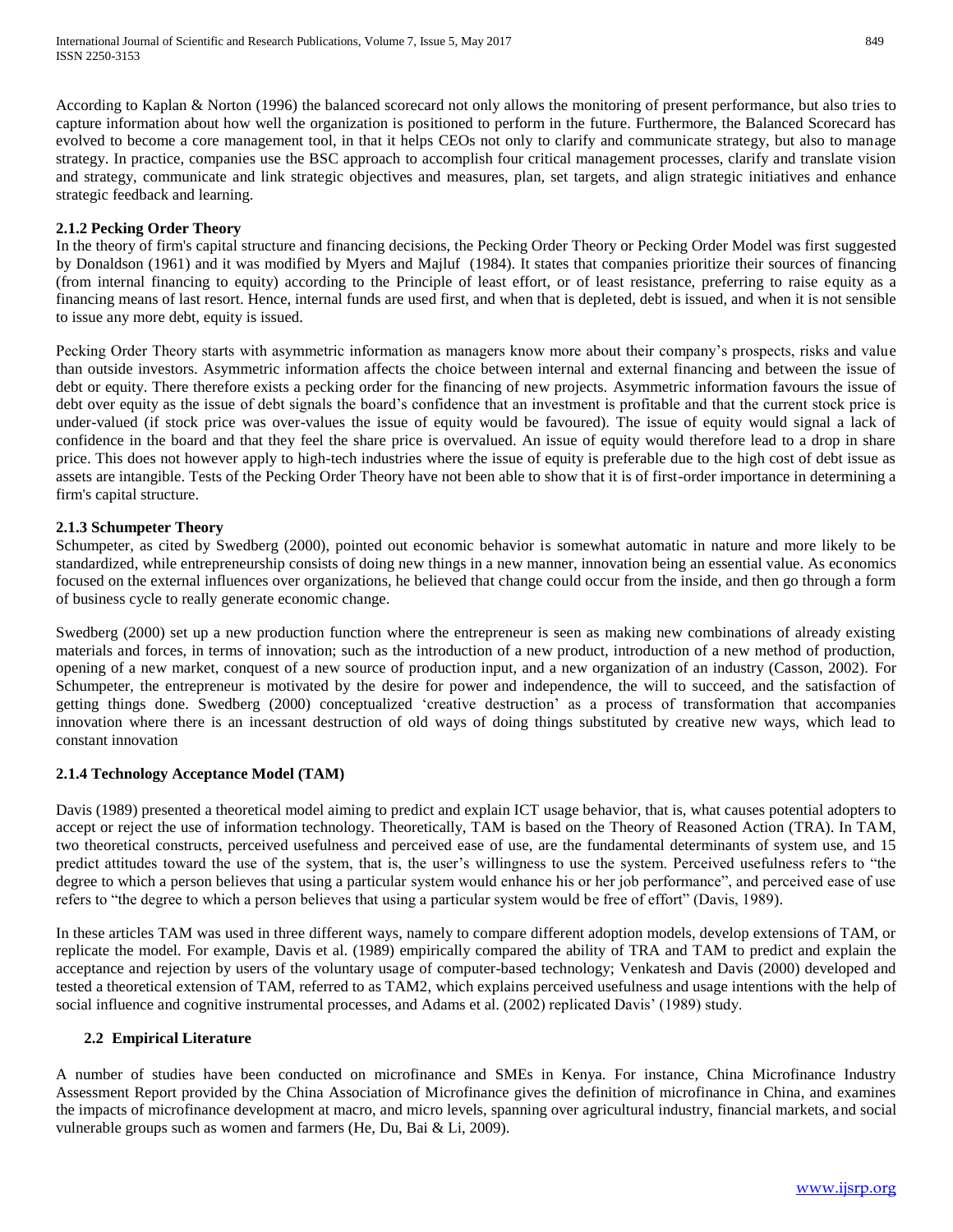According to Kaplan & Norton (1996) the balanced scorecard not only allows the monitoring of present performance, but also tries to capture information about how well the organization is positioned to perform in the future. Furthermore, the Balanced Scorecard has evolved to become a core management tool, in that it helps CEOs not only to clarify and communicate strategy, but also to manage strategy. In practice, companies use the BSC approach to accomplish four critical management processes, clarify and translate vision and strategy, communicate and link strategic objectives and measures, plan, set targets, and align strategic initiatives and enhance strategic feedback and learning.

#### 2.1.2 Pecking Order Theory

In the theory of firm's capital structure and financing decisions, the Pecking Order Theory or Pecking Order Model was first suggested by Donaldson (1961) and it was modified by Myers and Majluf (1984). It states that companies prioritize their sources of financing (from internal financing to equity) according to the Principle of least effort, or of least resistance, preferring to raise equity as a financing means of last resort. Hence, internal funds are used first, and when that is depleted, debt is issued, and when it is not sensible to issue any more debt, equity is issued.

Pecking Order Theory starts with asymmetric information as managers know more about their company's prospects, risks and value than outside investors. Asymmetric information affects the choice between internal and external financing and between the issue of debt or equity. There therefore exists a pecking order for the financing of new projects. Asymmetric information favours the issue of debt over equity as the issue of debt signals the board's confidence that an investment is profitable and that the current stock price is under-valued (if stock price was over-values the issue of equity would be favoured). The issue of equity would signal a lack of confidence in the board and that they feel the share price is overvalued. An issue of equity would therefore lead to a drop in share price. This does not however apply to high-tech industries where the issue of equity is preferable due to the high cost of debt issue as assets are intangible. Tests of the Pecking Order Theory have not been able to show that it is of first-order importance in determining a firm's capital structure.

#### 2.1.3 Schumpeter Theory

Schumpeter, as cited by Swedberg (2000), pointed out economic behavior is somewhat automatic in nature and more likely to be standardized, while entrepreneurship consists of doing new things in a new manner, innovation being an essential value. As economics focused on the external influences over organizations, he believed that change could occur from the inside, and then go through a form of business cycle to really generate economic change.

Swedberg (2000) set up a new production function where the entrepreneur is seen as making new combinations of already existing materials and forces, in terms of innovation; such as the introduction of a new product, introduction of a new method of production, opening of a new market, conquest of a new source of production input, and a new organization of an industry (Casson, 2002). For Schumpeter, the entrepreneur is motivated by the desire for power and independence, the will to succeed, and the satisfaction of getting things done. Swedberg (2000) conceptualized 'creative destruction' as a process of transformation that accompanies innovation where there is an incessant destruction of old ways of doing things substituted by creative new ways, which lead to constant innovation

#### 2.1.4 Technology Acceptance Model (TAM)

Davis (1989) presented a theoretical model aiming to predict and explain ICT usage behavior, that is, what causes potential adopters to accept or reject the use of information technology. Theoretically, TAM is based on the Theory of Reasoned Action (TRA). In TAM, two theoretical constructs, perceived usefulness and perceived ease of use, are the fundamental determinants of system use, and 15 predict attitudes toward the use of the system, that is, the user's willingness to use the system. Perceived usefulness refers to "the degree to which a person believes that using a particular system would enhance his or her job performance", and perceived ease of use refers to "the degree to which a person believes that using a particular system would be free of effort" (Davis, 1989).

In these articles TAM was used in three different ways, namely to compare different adoption models, develop extensions of TAM, or replicate the model. For example, Davis et al. (1989) empirically compared the ability of TRA and TAM to predict and explain the acceptance and rejection by users of the voluntary usage of computer-based technology; Venkatesh and Davis (2000) developed and tested a theoretical extension of TAM, referred to as TAM2, which explains perceived usefulness and usage intentions with the help of social influence and cognitive instrumental processes, and Adams et al. (2002) replicated Davis' (1989) study.

### 2.2 Empirical Literature

A number of studies have been conducted on microfinance and SMEs in Kenya. For instance, China Microfinance Industry Assessment Report provided by the China Association of Microfinance gives the definition of microfinance in China, and examines the impacts of microfinance development at macro, and micro levels, spanning over agricultural industry, financial markets, and social vulnerable groups such as women and farmers (He, Du, Bai & Li, 2009).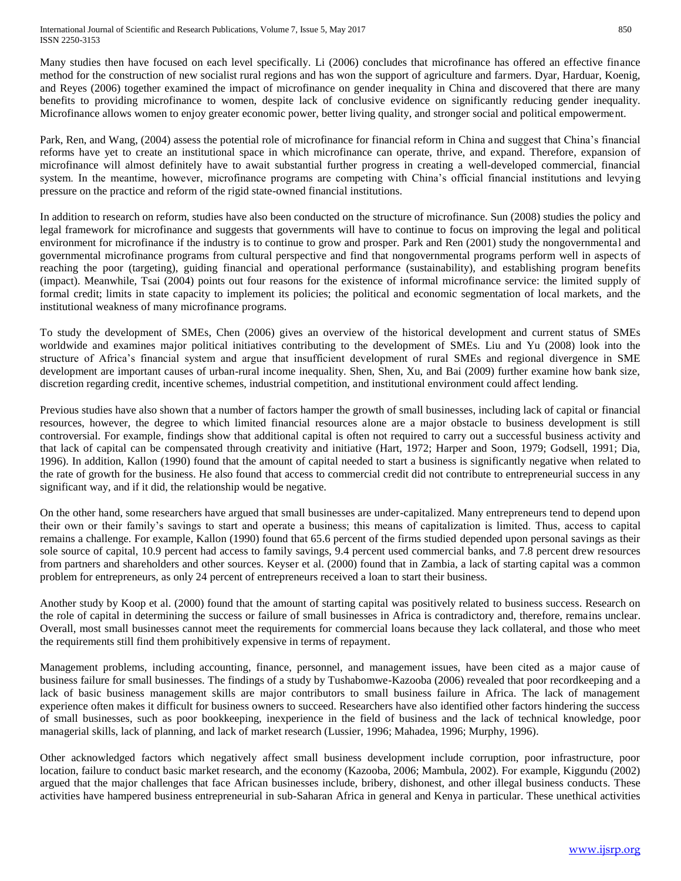Many studies then have focused on each level specifically. Li (2006) concludes that microfinance has offered an effective finance method for the construction of new socialist rural regions and has won the support of agriculture and farmers. Dyar, Harduar, Koenig, and Reyes (2006) together examined the impact of microfinance on gender inequality in China and discovered that there are many benefits to providing microfinance to women, despite lack of conclusive evidence on significantly reducing gender inequality. Microfinance allows women to enjoy greater economic power, better living quality, and stronger social and political empowerment.

Park, Ren, and Wang, (2004) assess the potential role of microfinance for financial reform in China and suggest that China's financial reforms have yet to create an institutional space in which microfinance can operate, thrive, and expand. Therefore, expansion of microfinance will almost definitely have to await substantial further progress in creating a well-developed commercial, financial system. In the meantime, however, microfinance programs are competing with China's official financial institutions and levying pressure on the practice and reform of the rigid state-owned financial institutions.

In addition to research on reform, studies have also been conducted on the structure of microfinance. Sun (2008) studies the policy and legal framework for microfinance and suggests that governments will have to continue to focus on improving the legal and political environment for microfinance if the industry is to continue to grow and prosper. Park and Ren (2001) study the nongovernmental and governmental microfinance programs from cultural perspective and find that nongovernmental programs perform well in aspects of reaching the poor (targeting), guiding financial and operational performance (sustainability), and establishing program benefits (impact). Meanwhile, Tsai (2004) points out four reasons for the existence of informal microfinance service: the limited supply of formal credit; limits in state capacity to implement its policies; the political and economic segmentation of local markets, and the institutional weakness of many microfinance programs.

To study the development of SMEs, Chen (2006) gives an overview of the historical development and current status of SMEs worldwide and examines major political initiatives contributing to the development of SMEs. Liu and Yu (2008) look into the structure of Africa's financial system and argue that insufficient development of rural SMEs and regional divergence in SME development are important causes of urban-rural income inequality. Shen, Shen, Xu, and Bai (2009) further examine how bank size, discretion regarding credit, incentive schemes, industrial competition, and institutional environment could affect lending.

Previous studies have also shown that a number of factors hamper the growth of small businesses, including lack of capital or financial resources, however, the degree to which limited financial resources alone are a major obstacle to business development is still controversial. For example, findings show that additional capital is often not required to carry out a successful business activity and that lack of capital can be compensated through creativity and initiative (Hart, 1972; Harper and Soon, 1979; Godsell, 1991; Dia, 1996). In addition, Kallon (1990) found that the amount of capital needed to start a business is significantly negative when related to the rate of growth for the business. He also found that access to commercial credit did not contribute to entrepreneurial success in any significant way, and if it did, the relationship would be negative.

On the other hand, some researchers have argued that small businesses are under-capitalized. Many entrepreneurs tend to depend upon their own or their family's savings to start and operate a business; this means of capitalization is limited. Thus, access to capital remains a challenge. For example, Kallon (1990) found that 65.6 percent of the firms studied depended upon personal savings as their sole source of capital, 10.9 percent had access to family savings, 9.4 percent used commercial banks, and 7.8 percent drew resources from partners and shareholders and other sources. Keyser et al. (2000) found that in Zambia, a lack of starting capital was a common problem for entrepreneurs, as only 24 percent of entrepreneurs received a loan to start their business.

Another study by Koop et al. (2000) found that the amount of starting capital was positively related to business success. Research on the role of capital in determining the success or failure of small businesses in Africa is contradictory and, therefore, remains unclear. Overall, most small businesses cannot meet the requirements for commercial loans because they lack collateral, and those who meet the requirements still find them prohibitively expensive in terms of repayment.

Management problems, including accounting, finance, personnel, and management issues, have been cited as a major cause of business failure for small businesses. The findings of a study by Tushabomwe-Kazooba (2006) revealed that poor recordkeeping and a lack of basic business management skills are major contributors to small business failure in Africa. The lack of management experience often makes it difficult for business owners to succeed. Researchers have also identified other factors hindering the success of small businesses, such as poor bookkeeping, inexperience in the field of business and the lack of technical knowledge, poor managerial skills, lack of planning, and lack of market research (Lussier, 1996; Mahadea, 1996; Murphy, 1996).

Other acknowledged factors which negatively affect small business development include corruption, poor infrastructure, poor location, failure to conduct basic market research, and the economy (Kazooba, 2006; Mambula, 2002). For example, Kiggundu (2002) argued that the major challenges that face African businesses include, bribery, dishonest, and other illegal business conducts. These activities have hampered business entrepreneurial in sub-Saharan Africa in general and Kenya in particular. These unethical activities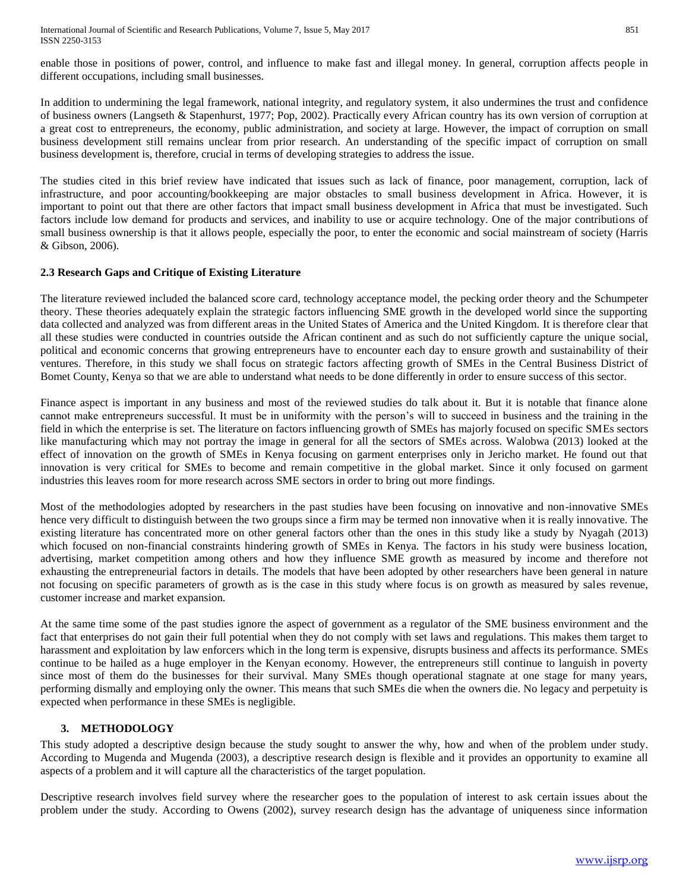enable those in positions of power, control, and influence to make fast and illegal money. In general, corruption affects people in different occupations, including small businesses.

In addition to undermining the legal framework, national integrity, and regulatory system, it also undermines the trust and confidence of business owners (Langseth & Stapenhurst, 1977; Pop, 2002). Practically every African country has its own version of corruption at a great cost to entrepreneurs, the economy, public administration, and society at large. However, the impact of corruption on small business development still remains unclear from prior research. An understanding of the specific impact of corruption on small business development is, therefore, crucial in terms of developing strategies to address the issue.

The studies cited in this brief review have indicated that issues such as lack of finance, poor management, corruption, lack of infrastructure, and poor accounting/bookkeeping are major obstacles to small business development in Africa. However, it is important to point out that there are other factors that impact small business development in Africa that must be investigated. Such factors include low demand for products and services, and inability to use or acquire technology. One of the major contributions of small business ownership is that it allows people, especially the poor, to enter the economic and social mainstream of society (Harris & Gibson, 2006).

### 2.3 Research Gaps and Critique of Existing Literature

The literature reviewed included the balanced score card, technology acceptance model, the pecking order theory and the Schumpeter theory. These theories adequately explain the strategic factors influencing SME growth in the developed world since the supporting data collected and analyzed was from different areas in the United States of America and the United Kingdom. It is therefore clear that all these studies were conducted in countries outside the African continent and as such do not sufficiently capture the unique social, political and economic concerns that growing entrepreneurs have to encounter each day to ensure growth and sustainability of their ventures. Therefore, in this study we shall focus on strategic factors affecting growth of SMEs in the Central Business District of Bomet County, Kenya so that we are able to understand what needs to be done differently in order to ensure success of this sector.

Finance aspect is important in any business and most of the reviewed studies do talk about it. But it is notable that finance alone cannot make entrepreneurs successful. It must be in uniformity with the person's will to succeed in business and the training in the field in which the enterprise is set. The literature on factors influencing growth of SMEs has majorly focused on specific SMEs sectors like manufacturing which may not portray the image in general for all the sectors of SMEs across. Walobwa (2013) looked at the effect of innovation on the growth of SMEs in Kenya focusing on garment enterprises only in Jericho market. He found out that innovation is very critical for SMEs to become and remain competitive in the global market. Since it only focused on garment industries this leaves room for more research across SME sectors in order to bring out more findings.

Most of the methodologies adopted by researchers in the past studies have been focusing on innovative and non-innovative SMEs hence very difficult to distinguish between the two groups since a firm may be termed non innovative when it is really innovative. The existing literature has concentrated more on other general factors other than the ones in this study like a study by Nyagah (2013) which focused on non-financial constraints hindering growth of SMEs in Kenya. The factors in his study were business location, advertising, market competition among others and how they influence SME growth as measured by income and therefore not exhausting the entrepreneurial factors in details. The models that have been adopted by other researchers have been general in nature not focusing on specific parameters of growth as is the case in this study where focus is on growth as measured by sales revenue, customer increase and market expansion.

At the same time some of the past studies ignore the aspect of government as a regulator of the SME business environment and the fact that enterprises do not gain their full potential when they do not comply with set laws and regulations. This makes them target to harassment and exploitation by law enforcers which in the long term is expensive, disrupts business and affects its performance. SMEs continue to be hailed as a huge employer in the Kenyan economy. However, the entrepreneurs still continue to languish in poverty since most of them do the businesses for their survival. Many SMEs though operational stagnate at one stage for many years, performing dismally and employing only the owner. This means that such SMEs die when the owners die. No legacy and perpetuity is expected when performance in these SMEs is negligible.

## 3. METHODOLOGY

This study adopted a descriptive design because the study sought to answer the why, how and when of the problem under study. According to Mugenda and Mugenda (2003), a descriptive research design is flexible and it provides an opportunity to examine all aspects of a problem and it will capture all the characteristics of the target population.

Descriptive research involves field survey where the researcher goes to the population of interest to ask certain issues about the problem under the study. According to Owens (2002), survey research design has the advantage of uniqueness since information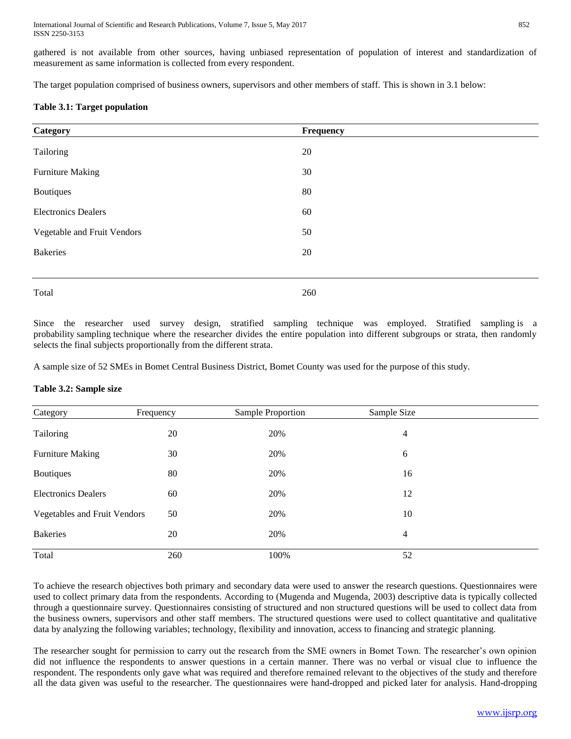gathered is not available from other sources, having unbiased representation of population of interest and standardization of measurement as same information is collected from every respondent.

The target population comprised of business owners, supervisors and other members of staff. This is shown in 3.1 below:

**Table 3.1: Target population**

| Category | Frequency |
|---|---|
| Tailoring | 20 |
| Furniture Making | 30 |
| Boutiques | 80 |
| Electronics Dealers | 60 |
| Vegetable and Fruit Vendors | 50 |
| Bakeries | 20 |
| Total | 260 |

Since the researcher used survey design, stratified sampling technique was employed. Stratified sampling is a probability sampling technique where the researcher divides the entire population into different subgroups or strata, then randomly selects the final subjects proportionally from the different strata.

A sample size of 52 SMEs in Bomet Central Business District, Bomet County was used for the purpose of this study.

**Table 3.2: Sample size**

| Category | Frequency | Sample Proportion | Sample Size |
|---|---|---|---|
| Tailoring | 20 | 20% | 4 |
| Furniture Making | 30 | 20% | 6 |
| Boutiques | 80 | 20% | 16 |
| Electronics Dealers | 60 | 20% | 12 |
| Vegetables and Fruit Vendors | 50 | 20% | 10 |
| Bakeries | 20 | 20% | 4 |
| Total | 260 | 100% | 52 |

To achieve the research objectives both primary and secondary data were used to answer the research questions. Questionnaires were used to collect primary data from the respondents. According to (Mugenda and Mugenda, 2003) descriptive data is typically collected through a questionnaire survey. Questionnaires consisting of structured and non structured questions will be used to collect data from the business owners, supervisors and other staff members. The structured questions were used to collect quantitative and qualitative data by analyzing the following variables; technology, flexibility and innovation, access to financing and strategic planning.

The researcher sought for permission to carry out the research from the SME owners in Bomet Town. The researcher's own opinion did not influence the respondents to answer questions in a certain manner. There was no verbal or visual clue to influence the respondent. The respondents only gave what was required and therefore remained relevant to the objectives of the study and therefore all the data given was useful to the researcher. The questionnaires were hand-dropped and picked later for analysis. Hand-dropping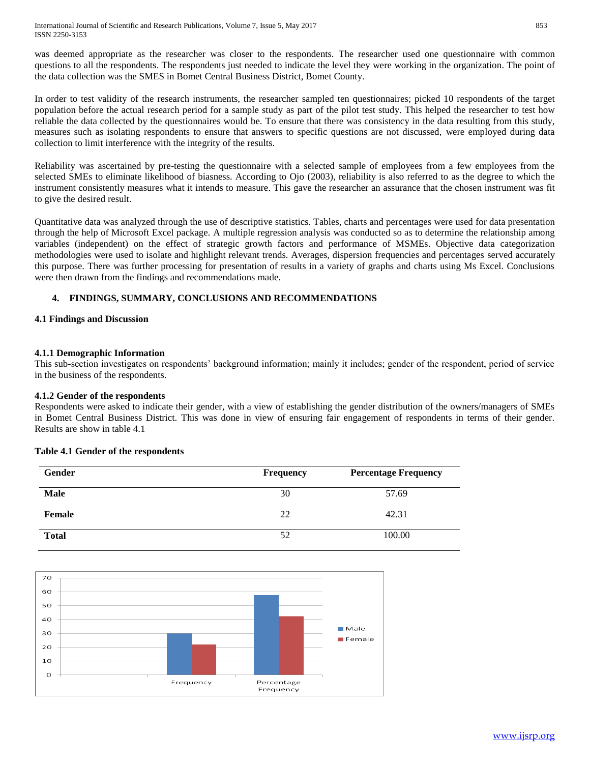was deemed appropriate as the researcher was closer to the respondents. The researcher used one questionnaire with common questions to all the respondents. The respondents just needed to indicate the level they were working in the organization. The point of the data collection was the SMES in Bomet Central Business District, Bomet County.

In order to test validity of the research instruments, the researcher sampled ten questionnaires; picked 10 respondents of the target population before the actual research period for a sample study as part of the pilot test study. This helped the researcher to test how reliable the data collected by the questionnaires would be. To ensure that there was consistency in the data resulting from this study, measures such as isolating respondents to ensure that answers to specific questions are not discussed, were employed during data collection to limit interference with the integrity of the results.

Reliability was ascertained by pre-testing the questionnaire with a selected sample of employees from a few employees from the selected SMEs to eliminate likelihood of biasness. According to Ojo (2003), reliability is also referred to as the degree to which the instrument consistently measures what it intends to measure. This gave the researcher an assurance that the chosen instrument was fit to give the desired result.

Quantitative data was analyzed through the use of descriptive statistics. Tables, charts and percentages were used for data presentation through the help of Microsoft Excel package. A multiple regression analysis was conducted so as to determine the relationship among variables (independent) on the effect of strategic growth factors and performance of MSMEs. Objective data categorization methodologies were used to isolate and highlight relevant trends. Averages, dispersion frequencies and percentages served accurately this purpose. There was further processing for presentation of results in a variety of graphs and charts using Ms Excel. Conclusions were then drawn from the findings and recommendations made.

# 4. FINDINGS, SUMMARY, CONCLUSIONS AND RECOMMENDATIONS

## 4.1 Findings and Discussion

### 4.1.1 Demographic Information

This sub-section investigates on respondents' background information; mainly it includes; gender of the respondent, period of service in the business of the respondents.

### 4.1.2 Gender of the respondents

Respondents were asked to indicate their gender, with a view of establishing the gender distribution of the owners/managers of SMEs in Bomet Central Business District. This was done in view of ensuring fair engagement of respondents in terms of their gender. Results are show in table 4.1

**Table 4.1 Gender of the respondents**

| Gender | Frequency | Percentage Frequency |
|---|---|---|
| **Male** | 30 | 57.69 |
| **Female** | 22 | 42.31 |
| **Total** | 52 | 100.00 |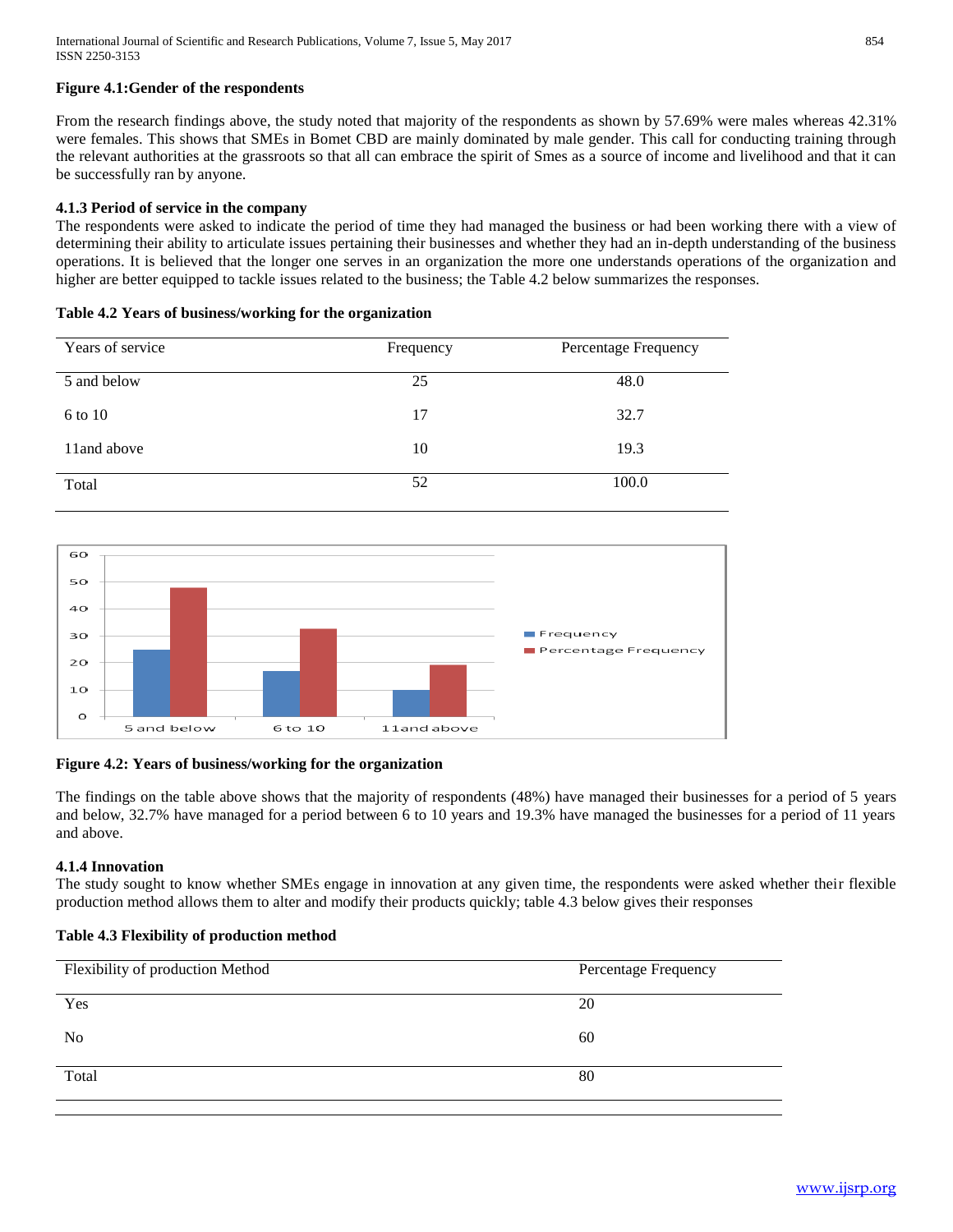**Figure 4.1:Gender of the respondents**

From the research findings above, the study noted that majority of the respondents as shown by 57.69% were males whereas 42.31% were females. This shows that SMEs in Bomet CBD are mainly dominated by male gender. This call for conducting training through the relevant authorities at the grassroots so that all can embrace the spirit of Smes as a source of income and livelihood and that it can be successfully ran by anyone.

### 4.1.3 Period of service in the company

The respondents were asked to indicate the period of time they had managed the business or had been working there with a view of determining their ability to articulate issues pertaining their businesses and whether they had an in-depth understanding of the business operations. It is believed that the longer one serves in an organization the more one understands operations of the organization and higher are better equipped to tackle issues related to the business; the Table 4.2 below summarizes the responses.

**Table 4.2 Years of business/working for the organization**

| Years of service | Frequency | Percentage Frequency |
|---|---|---|
| 5 and below | 25 | 48.0 |
| 6 to 10 | 17 | 32.7 |
| 11and above | 10 | 19.3 |
| Total | 52 | 100.0 |

**Figure 4.2: Years of business/working for the organization**

The findings on the table above shows that the majority of respondents (48%) have managed their businesses for a period of 5 years and below, 32.7% have managed for a period between 6 to 10 years and 19.3% have managed the businesses for a period of 11 years and above.

### 4.1.4 Innovation

The study sought to know whether SMEs engage in innovation at any given time, the respondents were asked whether their flexible production method allows them to alter and modify their products quickly; table 4.3 below gives their responses

**Table 4.3 Flexibility of production method**

| Flexibility of production Method | Percentage Frequency |
|---|---|
| Yes | 20 |
| No | 60 |
| Total | 80 |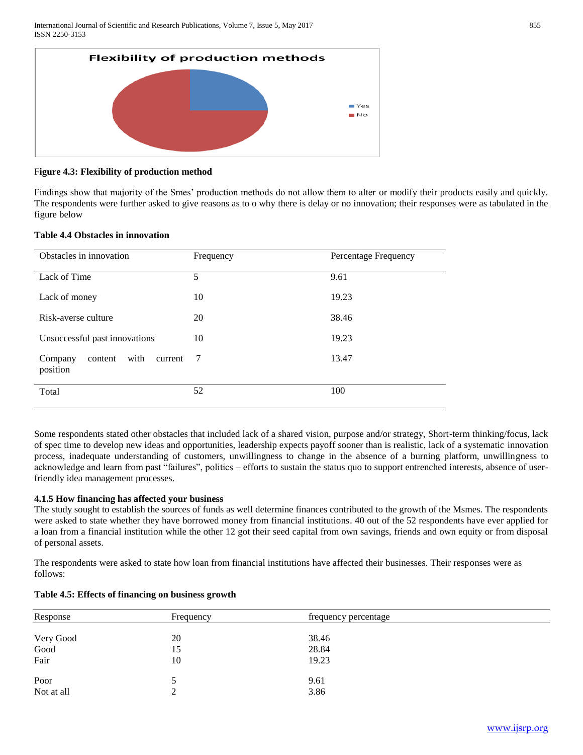**Figure 4.3: Flexibility of production method**

Findings show that majority of the Smes' production methods do not allow them to alter or modify their products easily and quickly. The respondents were further asked to give reasons as to o why there is delay or no innovation; their responses were as tabulated in the figure below

**Table 4.4 Obstacles in innovation**

| Obstacles in innovation | Frequency | Percentage Frequency |
|---|---|---|
| Lack of Time | 5 | 9.61 |
| Lack of money | 10 | 19.23 |
| Risk-averse culture | 20 | 38.46 |
| Unsuccessful past innovations | 10 | 19.23 |
| Company content with current position | 7 | 13.47 |
| Total | 52 | 100 |

Some respondents stated other obstacles that included lack of a shared vision, purpose and/or strategy, Short-term thinking/focus, lack of spec time to develop new ideas and opportunities, leadership expects payoff sooner than is realistic, lack of a systematic innovation process, inadequate understanding of customers, unwillingness to change in the absence of a burning platform, unwillingness to acknowledge and learn from past "failures", politics – efforts to sustain the status quo to support entrenched interests, absence of user-friendly idea management processes.

### 4.1.5 How financing has affected your business

The study sought to establish the sources of funds as well determine finances contributed to the growth of the Msmes. The respondents were asked to state whether they have borrowed money from financial institutions. 40 out of the 52 respondents have ever applied for a loan from a financial institution while the other 12 got their seed capital from own savings, friends and own equity or from disposal of personal assets.

The respondents were asked to state how loan from financial institutions have affected their businesses. Their responses were as follows:

**Table 4.5: Effects of financing on business growth**

| Response | Frequency | frequency percentage |
|---|---|---|
| Very Good | 20 | 38.46 |
| Good | 15 | 28.84 |
| Fair | 10 | 19.23 |
| Poor | 5 | 9.61 |
| Not at all | 2 | 3.86 |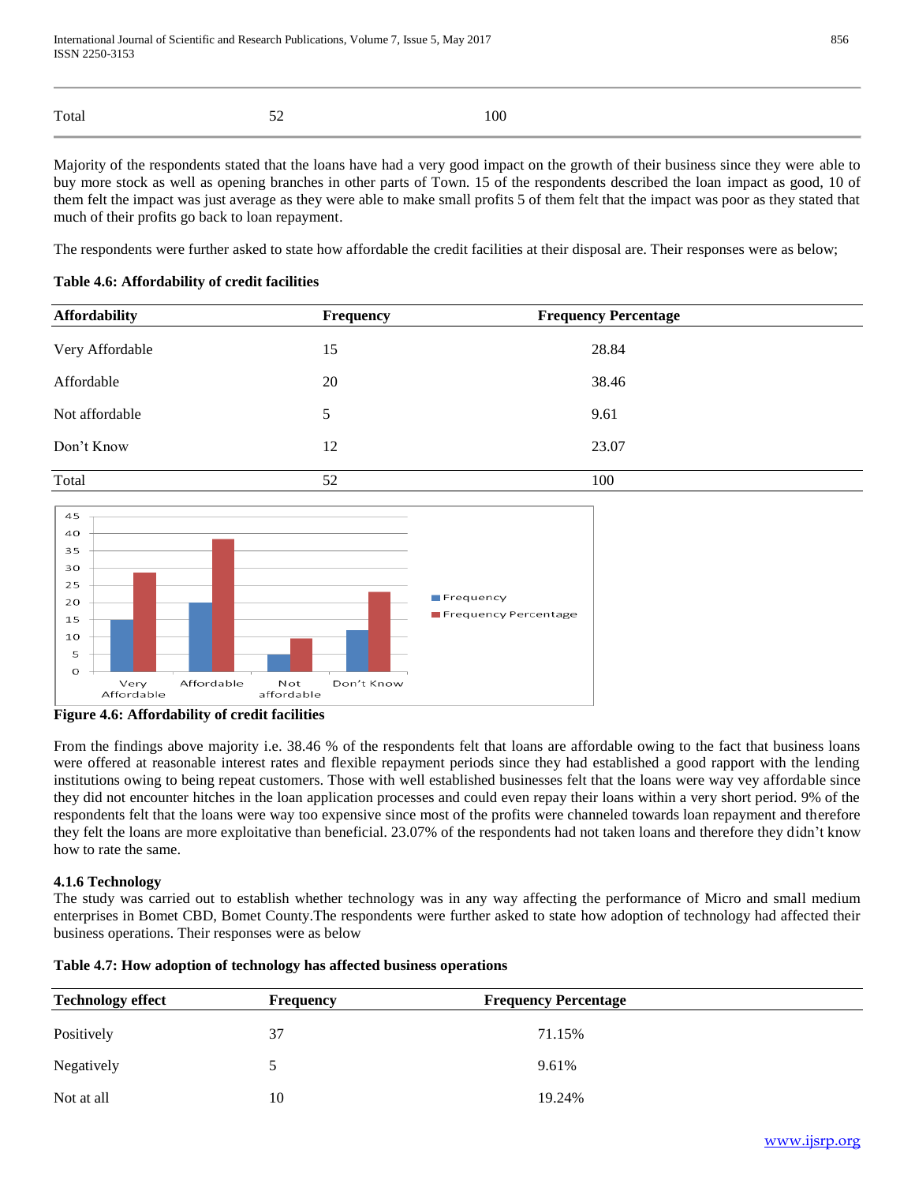| | | |
|---|---|---|
| Total | 52 | 100 |

Majority of the respondents stated that the loans have had a very good impact on the growth of their business since they were able to buy more stock as well as opening branches in other parts of Town. 15 of the respondents described the loan impact as good, 10 of them felt the impact was just average as they were able to make small profits 5 of them felt that the impact was poor as they stated that much of their profits go back to loan repayment.

The respondents were further asked to state how affordable the credit facilities at their disposal are. Their responses were as below;

**Table 4.6: Affordability of credit facilities**

| Affordability | Frequency | Frequency Percentage |
|---|---|---|
| Very Affordable | 15 | 28.84 |
| Affordable | 20 | 38.46 |
| Not affordable | 5 | 9.61 |
| Don't Know | 12 | 23.07 |
| Total | 52 | 100 |

**Figure 4.6: Affordability of credit facilities**

From the findings above majority i.e. 38.46 % of the respondents felt that loans are affordable owing to the fact that business loans were offered at reasonable interest rates and flexible repayment periods since they had established a good rapport with the lending institutions owing to being repeat customers. Those with well established businesses felt that the loans were way vey affordable since they did not encounter hitches in the loan application processes and could even repay their loans within a very short period. 9% of the respondents felt that the loans were way too expensive since most of the profits were channeled towards loan repayment and therefore they felt the loans are more exploitative than beneficial. 23.07% of the respondents had not taken loans and therefore they didn't know how to rate the same.

### 4.1.6 Technology

The study was carried out to establish whether technology was in any way affecting the performance of Micro and small medium enterprises in Bomet CBD, Bomet County.The respondents were further asked to state how adoption of technology had affected their business operations. Their responses were as below

**Table 4.7: How adoption of technology has affected business operations**

| Technology effect | Frequency | Frequency Percentage |
|---|---|---|
| Positively | 37 | 71.15% |
| Negatively | 5 | 9.61% |
| Not at all | 10 | 19.24% |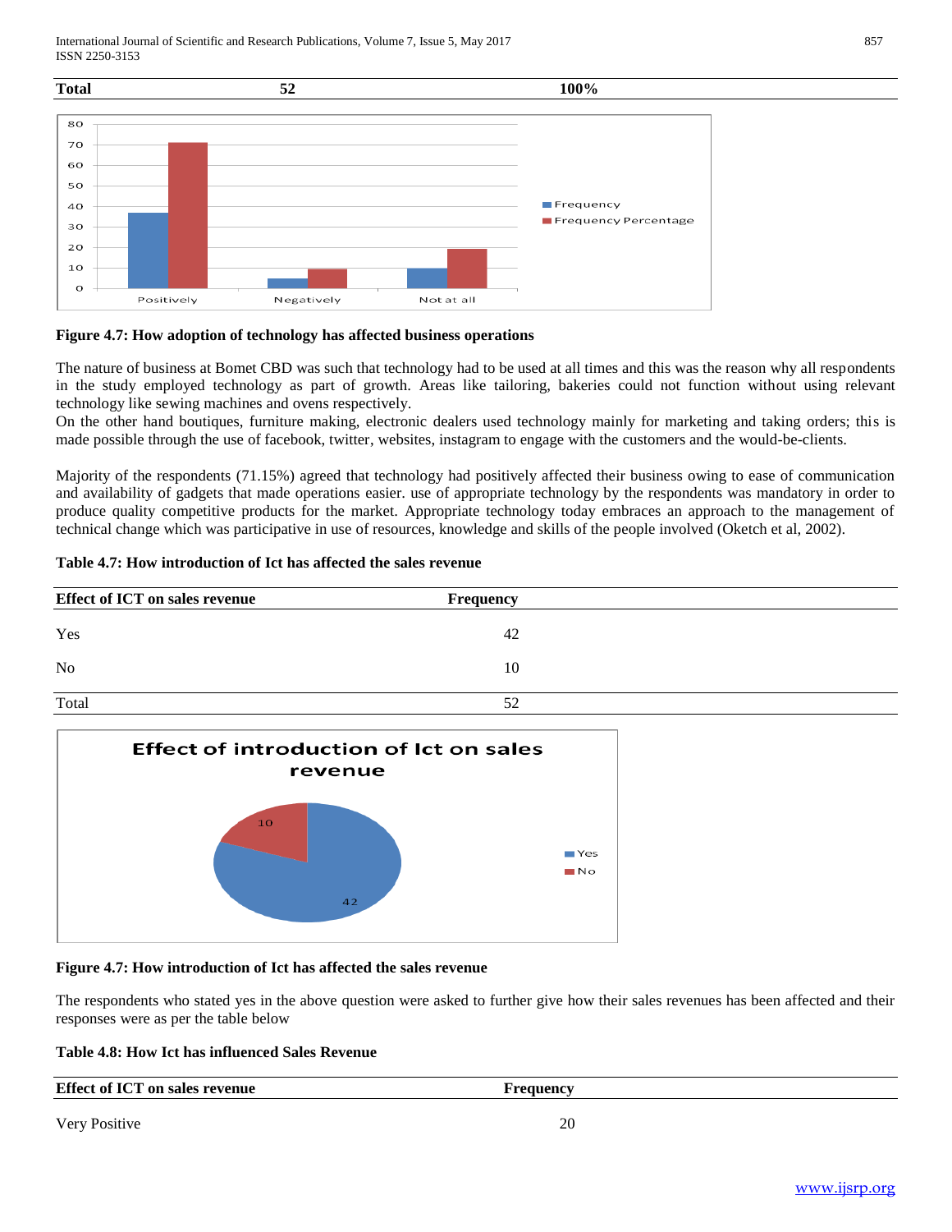| Total | 52 | 100% |
|---|---|---|

**Figure 4.7: How adoption of technology has affected business operations**

The nature of business at Bomet CBD was such that technology had to be used at all times and this was the reason why all respondents in the study employed technology as part of growth. Areas like tailoring, bakeries could not function without using relevant technology like sewing machines and ovens respectively.
On the other hand boutiques, furniture making, electronic dealers used technology mainly for marketing and taking orders; this is made possible through the use of facebook, twitter, websites, instagram to engage with the customers and the would-be-clients.

Majority of the respondents (71.15%) agreed that technology had positively affected their business owing to ease of communication and availability of gadgets that made operations easier. use of appropriate technology by the respondents was mandatory in order to produce quality competitive products for the market. Appropriate technology today embraces an approach to the management of technical change which was participative in use of resources, knowledge and skills of the people involved (Oketch et al, 2002).

**Table 4.7: How introduction of Ict has affected the sales revenue**

| Effect of ICT on sales revenue | Frequency |
|---|---|
| Yes | 42 |
| No | 10 |
| Total | 52 |

**Figure 4.7: How introduction of Ict has affected the sales revenue**

The respondents who stated yes in the above question were asked to further give how their sales revenues has been affected and their responses were as per the table below

**Table 4.8: How Ict has influenced Sales Revenue**

| Effect of ICT on sales revenue | Frequency |
|---|---|
| Very Positive | 20 |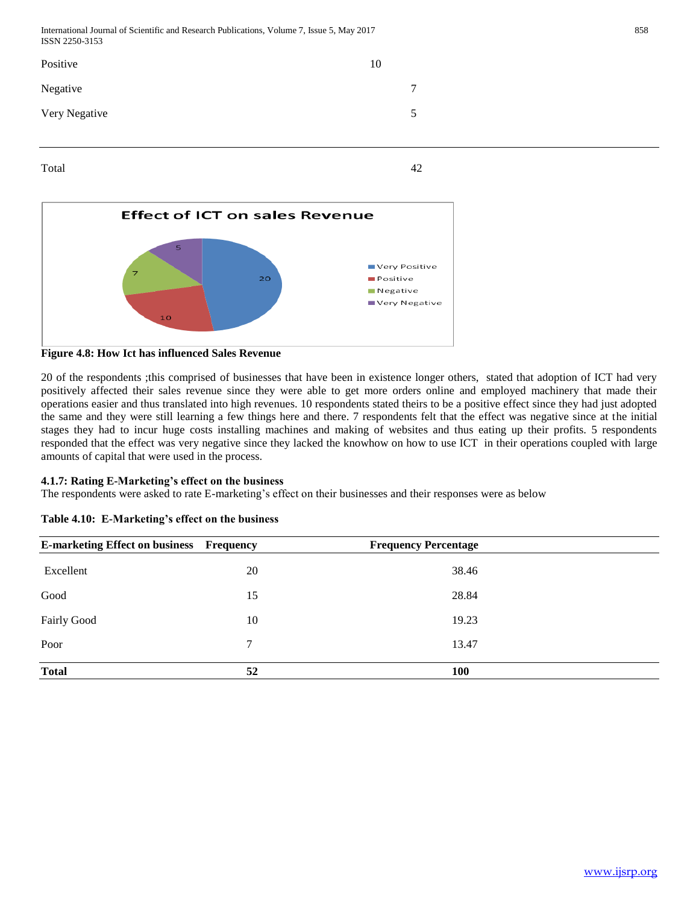| | |
|---|---|
| Positive | 10 |
| Negative | 7 |
| Very Negative | 5 |
| Total | 42 |

**Figure 4.8: How Ict has influenced Sales Revenue**

20 of the respondents ;this comprised of businesses that have been in existence longer others, stated that adoption of ICT had very positively affected their sales revenue since they were able to get more orders online and employed machinery that made their operations easier and thus translated into high revenues. 10 respondents stated theirs to be a positive effect since they had just adopted the same and they were still learning a few things here and there. 7 respondents felt that the effect was negative since at the initial stages they had to incur huge costs installing machines and making of websites and thus eating up their profits. 5 respondents responded that the effect was very negative since they lacked the knowhow on how to use ICT in their operations coupled with large amounts of capital that were used in the process.

#### 4.1.7: Rating E-Marketing's effect on the business

The respondents were asked to rate E-marketing's effect on their businesses and their responses were as below

**Table 4.10: E-Marketing's effect on the business**

| E-marketing Effect on business | Frequency | Frequency Percentage |
|---|---|---|
| Excellent | 20 | 38.46 |
| Good | 15 | 28.84 |
| Fairly Good | 10 | 19.23 |
| Poor | 7 | 13.47 |
| **Total** | **52** | **100** |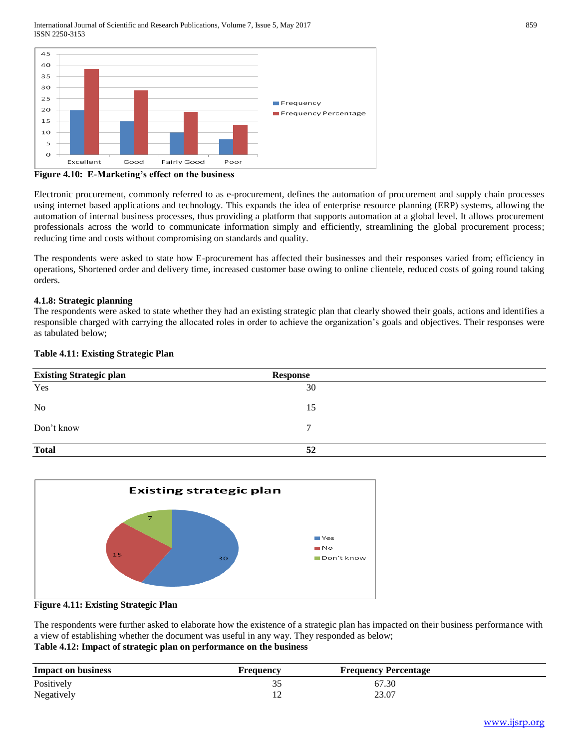Figure 4.10: E-Marketing's effect on the business

Electronic procurement, commonly referred to as e-procurement, defines the automation of procurement and supply chain processes using internet based applications and technology. This expands the idea of enterprise resource planning (ERP) systems, allowing the automation of internal business processes, thus providing a platform that supports automation at a global level. It allows procurement professionals across the world to communicate information simply and efficiently, streamlining the global procurement process; reducing time and costs without compromising on standards and quality.

The respondents were asked to state how E-procurement has affected their businesses and their responses varied from; efficiency in operations, Shortened order and delivery time, increased customer base owing to online clientele, reduced costs of going round taking orders.

**4.1.8: Strategic planning**

The respondents were asked to state whether they had an existing strategic plan that clearly showed their goals, actions and identifies a responsible charged with carrying the allocated roles in order to achieve the organization's goals and objectives. Their responses were as tabulated below;

**Table 4.11: Existing Strategic Plan**

| Existing Strategic plan | Response |
|---|---|
| Yes | 30 |
| No | 15 |
| Don't know | 7 |
| **Total** | **52** |

**Figure 4.11: Existing Strategic Plan**

The respondents were further asked to elaborate how the existence of a strategic plan has impacted on their business performance with a view of establishing whether the document was useful in any way. They responded as below;

**Table 4.12: Impact of strategic plan on performance on the business**

| Impact on business | Frequency | Frequency Percentage |
|---|---|---|
| Positively | 35 | 67.30 |
| Negatively | 12 | 23.07 |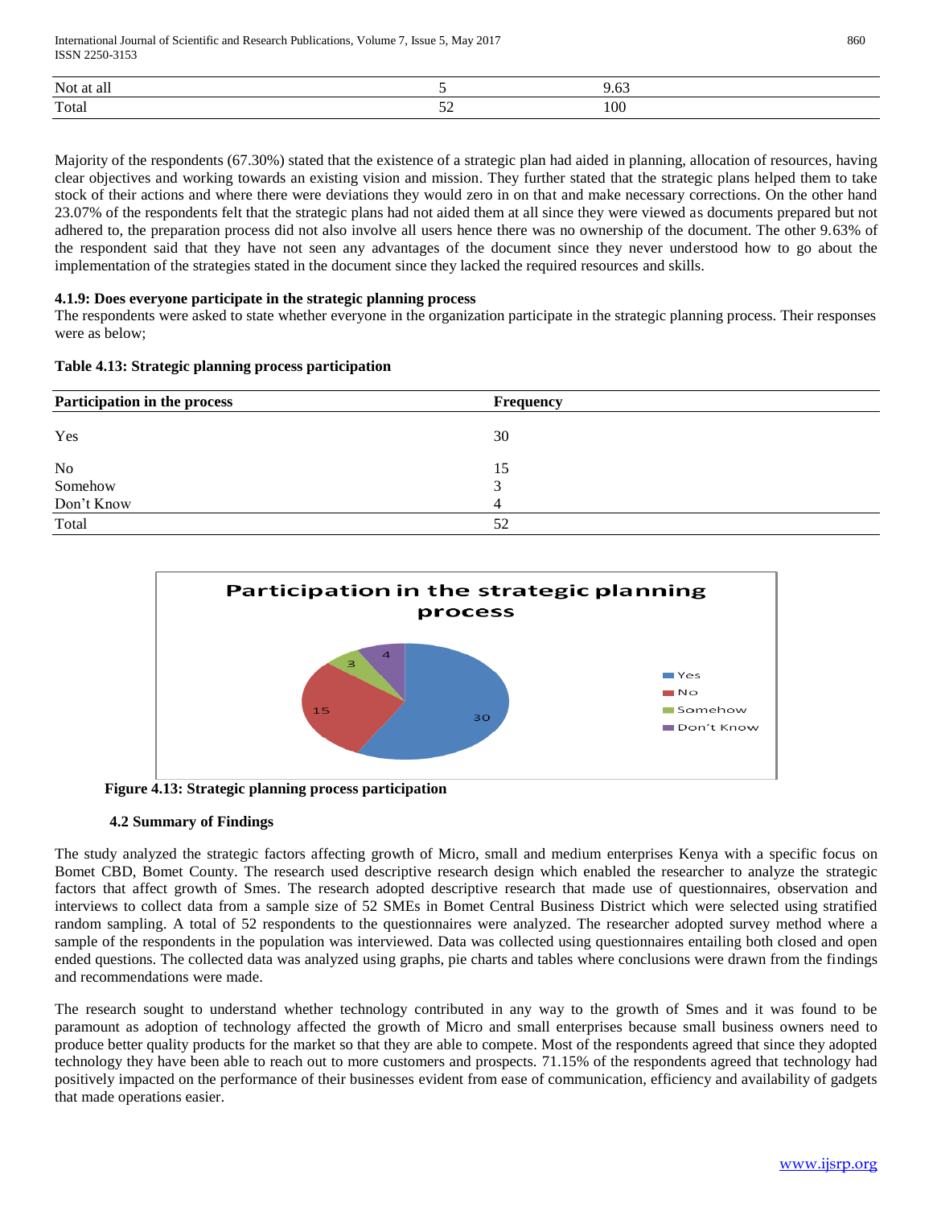| Not at all | 5 | 9.63 |
|---|---|---|
| Total | 52 | 100 |

Majority of the respondents (67.30%) stated that the existence of a strategic plan had aided in planning, allocation of resources, having clear objectives and working towards an existing vision and mission. They further stated that the strategic plans helped them to take stock of their actions and where there were deviations they would zero in on that and make necessary corrections. On the other hand 23.07% of the respondents felt that the strategic plans had not aided them at all since they were viewed as documents prepared but not adhered to, the preparation process did not also involve all users hence there was no ownership of the document. The other 9.63% of the respondent said that they have not seen any advantages of the document since they never understood how to go about the implementation of the strategies stated in the document since they lacked the required resources and skills.

**4.1.9: Does everyone participate in the strategic planning process**

The respondents were asked to state whether everyone in the organization participate in the strategic planning process. Their responses were as below;

**Table 4.13: Strategic planning process participation**

| Participation in the process | Frequency |
|---|---|
| Yes | 30 |
| No | 15 |
| Somehow | 3 |
| Don't Know | 4 |
| Total | 52 |

**Figure 4.13: Strategic planning process participation**

**4.2 Summary of Findings**

The study analyzed the strategic factors affecting growth of Micro, small and medium enterprises Kenya with a specific focus on Bomet CBD, Bomet County. The research used descriptive research design which enabled the researcher to analyze the strategic factors that affect growth of Smes. The research adopted descriptive research that made use of questionnaires, observation and interviews to collect data from a sample size of 52 SMEs in Bomet Central Business District which were selected using stratified random sampling. A total of 52 respondents to the questionnaires were analyzed. The researcher adopted survey method where a sample of the respondents in the population was interviewed. Data was collected using questionnaires entailing both closed and open ended questions. The collected data was analyzed using graphs, pie charts and tables where conclusions were drawn from the findings and recommendations were made.

The research sought to understand whether technology contributed in any way to the growth of Smes and it was found to be paramount as adoption of technology affected the growth of Micro and small enterprises because small business owners need to produce better quality products for the market so that they are able to compete. Most of the respondents agreed that since they adopted technology they have been able to reach out to more customers and prospects. 71.15% of the respondents agreed that technology had positively impacted on the performance of their businesses evident from ease of communication, efficiency and availability of gadgets that made operations easier.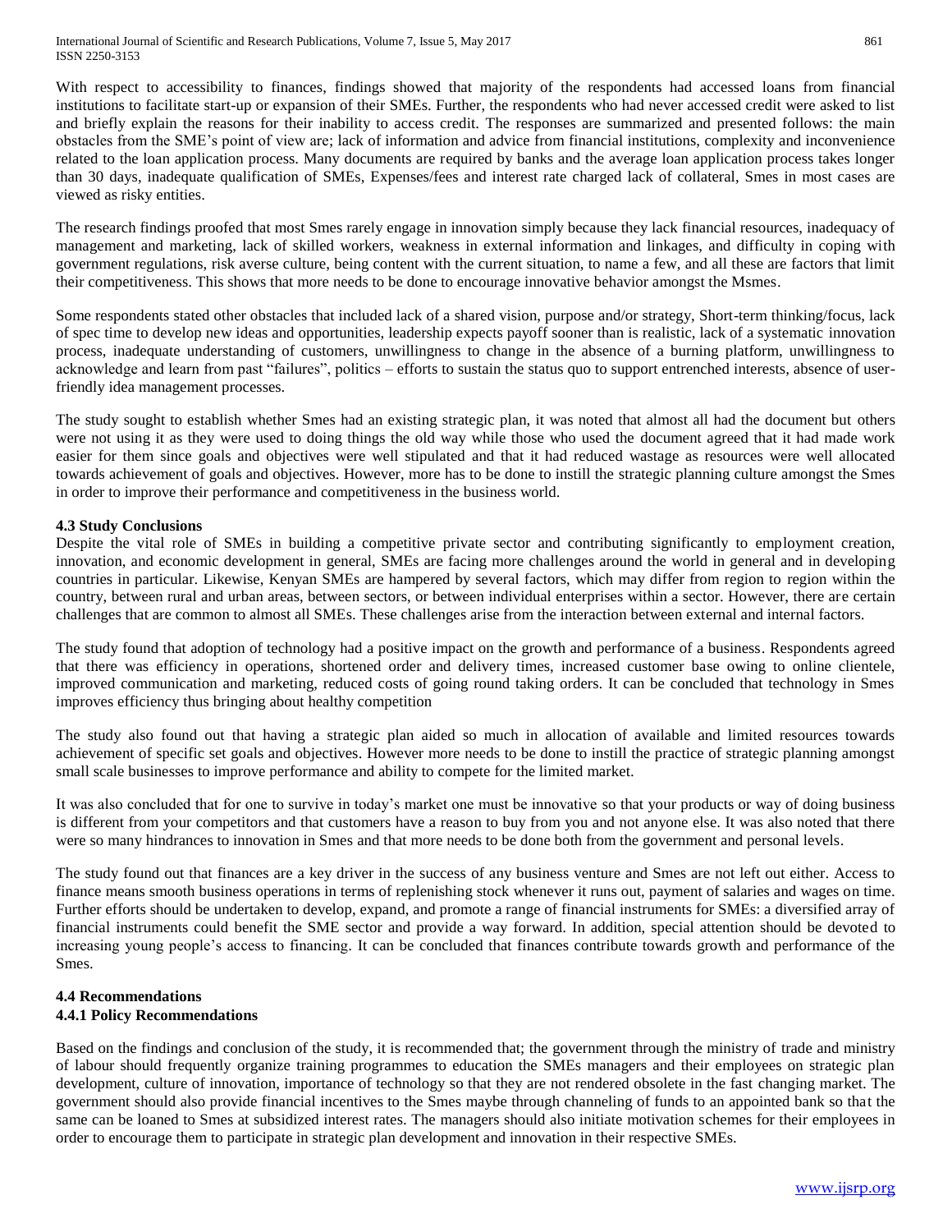With respect to accessibility to finances, findings showed that majority of the respondents had accessed loans from financial institutions to facilitate start-up or expansion of their SMEs. Further, the respondents who had never accessed credit were asked to list and briefly explain the reasons for their inability to access credit. The responses are summarized and presented follows: the main obstacles from the SME's point of view are; lack of information and advice from financial institutions, complexity and inconvenience related to the loan application process. Many documents are required by banks and the average loan application process takes longer than 30 days, inadequate qualification of SMEs, Expenses/fees and interest rate charged lack of collateral, Smes in most cases are viewed as risky entities.

The research findings proofed that most Smes rarely engage in innovation simply because they lack financial resources, inadequacy of management and marketing, lack of skilled workers, weakness in external information and linkages, and difficulty in coping with government regulations, risk averse culture, being content with the current situation, to name a few, and all these are factors that limit their competitiveness. This shows that more needs to be done to encourage innovative behavior amongst the Msmes.

Some respondents stated other obstacles that included lack of a shared vision, purpose and/or strategy, Short-term thinking/focus, lack of spec time to develop new ideas and opportunities, leadership expects payoff sooner than is realistic, lack of a systematic innovation process, inadequate understanding of customers, unwillingness to change in the absence of a burning platform, unwillingness to acknowledge and learn from past "failures", politics – efforts to sustain the status quo to support entrenched interests, absence of user-friendly idea management processes.

The study sought to establish whether Smes had an existing strategic plan, it was noted that almost all had the document but others were not using it as they were used to doing things the old way while those who used the document agreed that it had made work easier for them since goals and objectives were well stipulated and that it had reduced wastage as resources were well allocated towards achievement of goals and objectives. However, more has to be done to instill the strategic planning culture amongst the Smes in order to improve their performance and competitiveness in the business world.

### 4.3 Study Conclusions

Despite the vital role of SMEs in building a competitive private sector and contributing significantly to employment creation, innovation, and economic development in general, SMEs are facing more challenges around the world in general and in developing countries in particular. Likewise, Kenyan SMEs are hampered by several factors, which may differ from region to region within the country, between rural and urban areas, between sectors, or between individual enterprises within a sector. However, there are certain challenges that are common to almost all SMEs. These challenges arise from the interaction between external and internal factors.

The study found that adoption of technology had a positive impact on the growth and performance of a business. Respondents agreed that there was efficiency in operations, shortened order and delivery times, increased customer base owing to online clientele, improved communication and marketing, reduced costs of going round taking orders. It can be concluded that technology in Smes improves efficiency thus bringing about healthy competition

The study also found out that having a strategic plan aided so much in allocation of available and limited resources towards achievement of specific set goals and objectives. However more needs to be done to instill the practice of strategic planning amongst small scale businesses to improve performance and ability to compete for the limited market.

It was also concluded that for one to survive in today's market one must be innovative so that your products or way of doing business is different from your competitors and that customers have a reason to buy from you and not anyone else. It was also noted that there were so many hindrances to innovation in Smes and that more needs to be done both from the government and personal levels.

The study found out that finances are a key driver in the success of any business venture and Smes are not left out either. Access to finance means smooth business operations in terms of replenishing stock whenever it runs out, payment of salaries and wages on time. Further efforts should be undertaken to develop, expand, and promote a range of financial instruments for SMEs: a diversified array of financial instruments could benefit the SME sector and provide a way forward. In addition, special attention should be devoted to increasing young people's access to financing. It can be concluded that finances contribute towards growth and performance of the Smes.

### 4.4 Recommendations

#### 4.4.1 Policy Recommendations

Based on the findings and conclusion of the study, it is recommended that; the government through the ministry of trade and ministry of labour should frequently organize training programmes to education the SMEs managers and their employees on strategic plan development, culture of innovation, importance of technology so that they are not rendered obsolete in the fast changing market. The government should also provide financial incentives to the Smes maybe through channeling of funds to an appointed bank so that the same can be loaned to Smes at subsidized interest rates. The managers should also initiate motivation schemes for their employees in order to encourage them to participate in strategic plan development and innovation in their respective SMEs.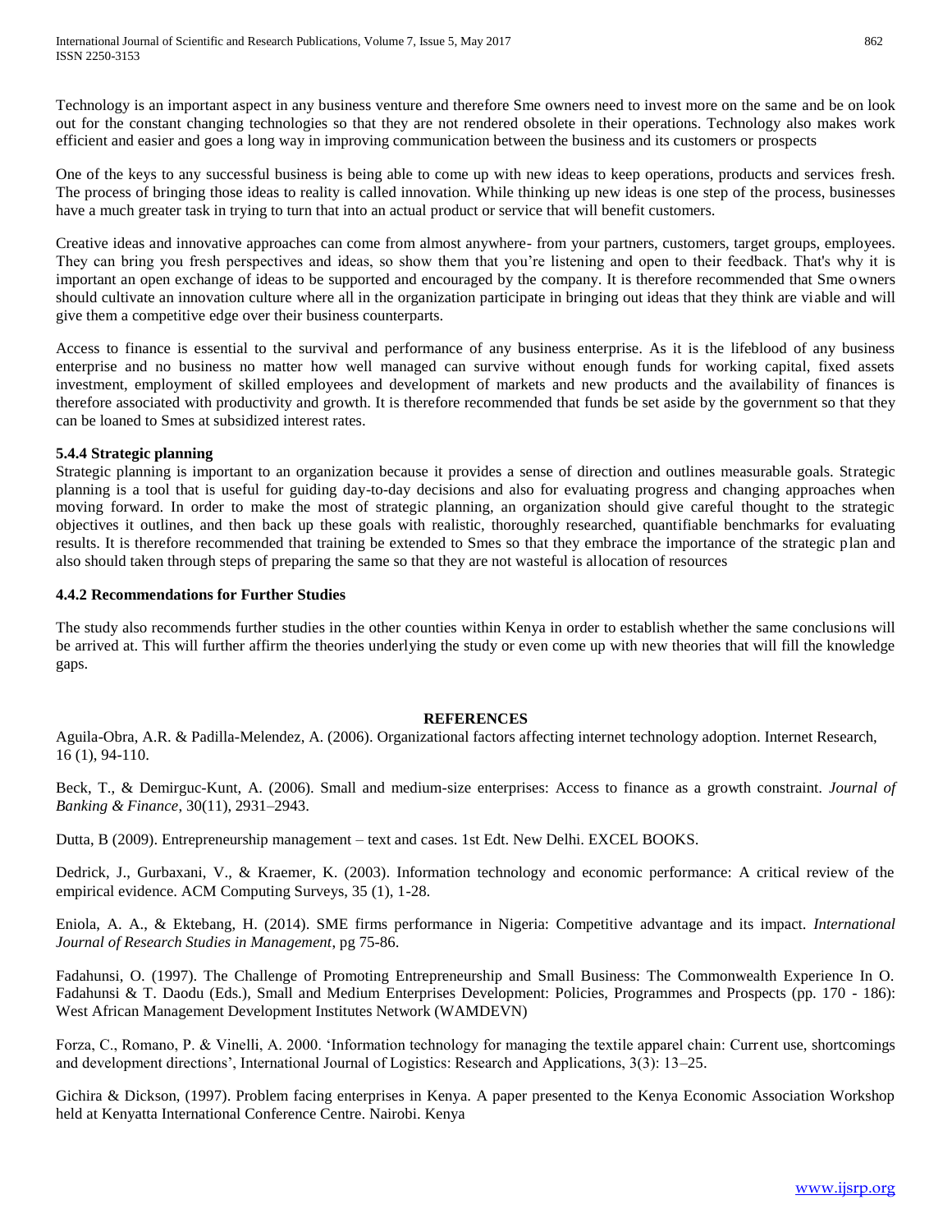Technology is an important aspect in any business venture and therefore Sme owners need to invest more on the same and be on look out for the constant changing technologies so that they are not rendered obsolete in their operations. Technology also makes work efficient and easier and goes a long way in improving communication between the business and its customers or prospects

One of the keys to any successful business is being able to come up with new ideas to keep operations, products and services fresh. The process of bringing those ideas to reality is called innovation. While thinking up new ideas is one step of the process, businesses have a much greater task in trying to turn that into an actual product or service that will benefit customers.

Creative ideas and innovative approaches can come from almost anywhere- from your partners, customers, target groups, employees. They can bring you fresh perspectives and ideas, so show them that you're listening and open to their feedback. That's why it is important an open exchange of ideas to be supported and encouraged by the company. It is therefore recommended that Sme owners should cultivate an innovation culture where all in the organization participate in bringing out ideas that they think are viable and will give them a competitive edge over their business counterparts.

Access to finance is essential to the survival and performance of any business enterprise. As it is the lifeblood of any business enterprise and no business no matter how well managed can survive without enough funds for working capital, fixed assets investment, employment of skilled employees and development of markets and new products and the availability of finances is therefore associated with productivity and growth. It is therefore recommended that funds be set aside by the government so that they can be loaned to Smes at subsidized interest rates.

#### 5.4.4 Strategic planning

Strategic planning is important to an organization because it provides a sense of direction and outlines measurable goals. Strategic planning is a tool that is useful for guiding day-to-day decisions and also for evaluating progress and changing approaches when moving forward. In order to make the most of strategic planning, an organization should give careful thought to the strategic objectives it outlines, and then back up these goals with realistic, thoroughly researched, quantifiable benchmarks for evaluating results. It is therefore recommended that training be extended to Smes so that they embrace the importance of the strategic plan and also should taken through steps of preparing the same so that they are not wasteful is allocation of resources

#### 4.4.2 Recommendations for Further Studies

The study also recommends further studies in the other counties within Kenya in order to establish whether the same conclusions will be arrived at. This will further affirm the theories underlying the study or even come up with new theories that will fill the knowledge gaps.

## REFERENCES

Aguila-Obra, A.R. & Padilla-Melendez, A. (2006). Organizational factors affecting internet technology adoption. Internet Research, 16 (1), 94-110.

Beck, T., & Demirguc-Kunt, A. (2006). Small and medium-size enterprises: Access to finance as a growth constraint. *Journal of Banking & Finance*, 30(11), 2931–2943.

Dutta, B (2009). Entrepreneurship management – text and cases. 1st Edt. New Delhi. EXCEL BOOKS.

Dedrick, J., Gurbaxani, V., & Kraemer, K. (2003). Information technology and economic performance: A critical review of the empirical evidence. ACM Computing Surveys, 35 (1), 1-28.

Eniola, A. A., & Ektebang, H. (2014). SME firms performance in Nigeria: Competitive advantage and its impact. *International Journal of Research Studies in Management*, pg 75-86.

Fadahunsi, O. (1997). The Challenge of Promoting Entrepreneurship and Small Business: The Commonwealth Experience In O. Fadahunsi & T. Daodu (Eds.), Small and Medium Enterprises Development: Policies, Programmes and Prospects (pp. 170 - 186): West African Management Development Institutes Network (WAMDEVN)

Forza, C., Romano, P. & Vinelli, A. 2000. 'Information technology for managing the textile apparel chain: Current use, shortcomings and development directions', International Journal of Logistics: Research and Applications, 3(3): 13–25.

Gichira & Dickson, (1997). Problem facing enterprises in Kenya. A paper presented to the Kenya Economic Association Workshop held at Kenyatta International Conference Centre. Nairobi. Kenya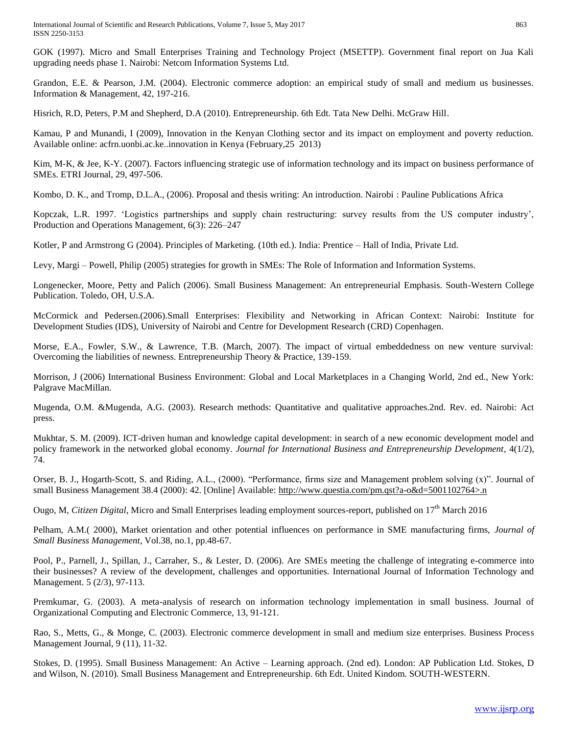GOK (1997). Micro and Small Enterprises Training and Technology Project (MSETTP). Government final report on Jua Kali upgrading needs phase 1. Nairobi: Netcom Information Systems Ltd.

Grandon, E.E. & Pearson, J.M. (2004). Electronic commerce adoption: an empirical study of small and medium us businesses. Information & Management, 42, 197-216.

Hisrich, R.D, Peters, P.M and Shepherd, D.A (2010). Entrepreneurship. 6th Edt. Tata New Delhi. McGraw Hill.

Kamau, P and Munandi, I (2009), Innovation in the Kenyan Clothing sector and its impact on employment and poverty reduction. Available online: acfrn.uonbi.ac.ke..innovation in Kenya (February,25 2013)

Kim, M-K, & Jee, K-Y. (2007). Factors influencing strategic use of information technology and its impact on business performance of SMEs. ETRI Journal, 29, 497-506.

Kombo, D. K., and Tromp, D.L.A., (2006). Proposal and thesis writing: An introduction. Nairobi : Pauline Publications Africa

Kopczak, L.R. 1997. 'Logistics partnerships and supply chain restructuring: survey results from the US computer industry', Production and Operations Management, 6(3): 226–247

Kotler, P and Armstrong G (2004). Principles of Marketing. (10th ed.). India: Prentice – Hall of India, Private Ltd.

Levy, Margi – Powell, Philip (2005) strategies for growth in SMEs: The Role of Information and Information Systems.

Longenecker, Moore, Petty and Palich (2006). Small Business Management: An entrepreneurial Emphasis. South-Western College Publication. Toledo, OH, U.S.A.

McCormick and Pedersen.(2006).Small Enterprises: Flexibility and Networking in African Context: Nairobi: Institute for Development Studies (IDS), University of Nairobi and Centre for Development Research (CRD) Copenhagen.

Morse, E.A., Fowler, S.W., & Lawrence, T.B. (March, 2007). The impact of virtual embeddedness on new venture survival: Overcoming the liabilities of newness. Entrepreneurship Theory & Practice, 139-159.

Morrison, J (2006) International Business Environment: Global and Local Marketplaces in a Changing World, 2nd ed., New York: Palgrave MacMillan.

Mugenda, O.M. &Mugenda, A.G. (2003). Research methods: Quantitative and qualitative approaches.2nd. Rev. ed. Nairobi: Act press.

Mukhtar, S. M. (2009). ICT-driven human and knowledge capital development: in search of a new economic development model and policy framework in the networked global economy. *Journal for International Business and Entrepreneurship Development*, 4(1/2), 74.

Orser, B. J., Hogarth-Scott, S. and Riding, A.L., (2000). "Performance, firms size and Management problem solving (x)". Journal of small Business Management 38.4 (2000): 42. [Online] Available: http://www.questia.com/pm.qst?a-o&d=5001102764>.n

Ougo, M, *Citizen Digital*, Micro and Small Enterprises leading employment sources-report, published on 17th March 2016

Pelham, A.M.( 2000), Market orientation and other potential influences on performance in SME manufacturing firms, *Journal of Small Business Management*, Vol.38, no.1, pp.48-67.

Pool, P., Parnell, J., Spillan, J., Carraher, S., & Lester, D. (2006). Are SMEs meeting the challenge of integrating e-commerce into their businesses? A review of the development, challenges and opportunities. International Journal of Information Technology and Management. 5 (2/3), 97-113.

Premkumar, G. (2003). A meta-analysis of research on information technology implementation in small business. Journal of Organizational Computing and Electronic Commerce, 13, 91-121.

Rao, S., Metts, G., & Monge, C. (2003). Electronic commerce development in small and medium size enterprises. Business Process Management Journal, 9 (11), 11-32.

Stokes, D. (1995). Small Business Management: An Active – Learning approach. (2nd ed). London: AP Publication Ltd. Stokes, D and Wilson, N. (2010). Small Business Management and Entrepreneurship. 6th Edt. United Kindom. SOUTH-WESTERN.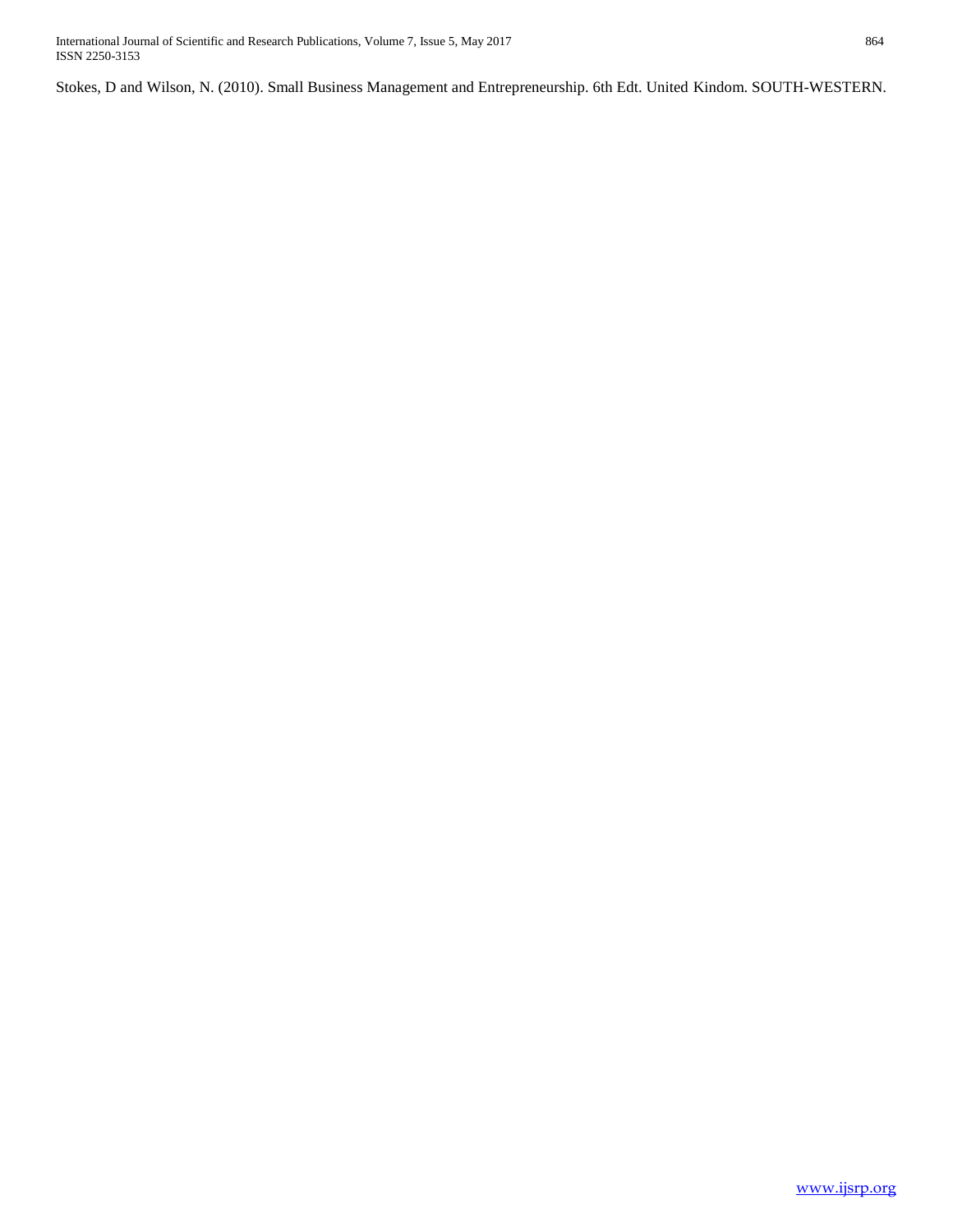Stokes, D and Wilson, N. (2010). Small Business Management and Entrepreneurship. 6th Edt. United Kindom. SOUTH-WESTERN.